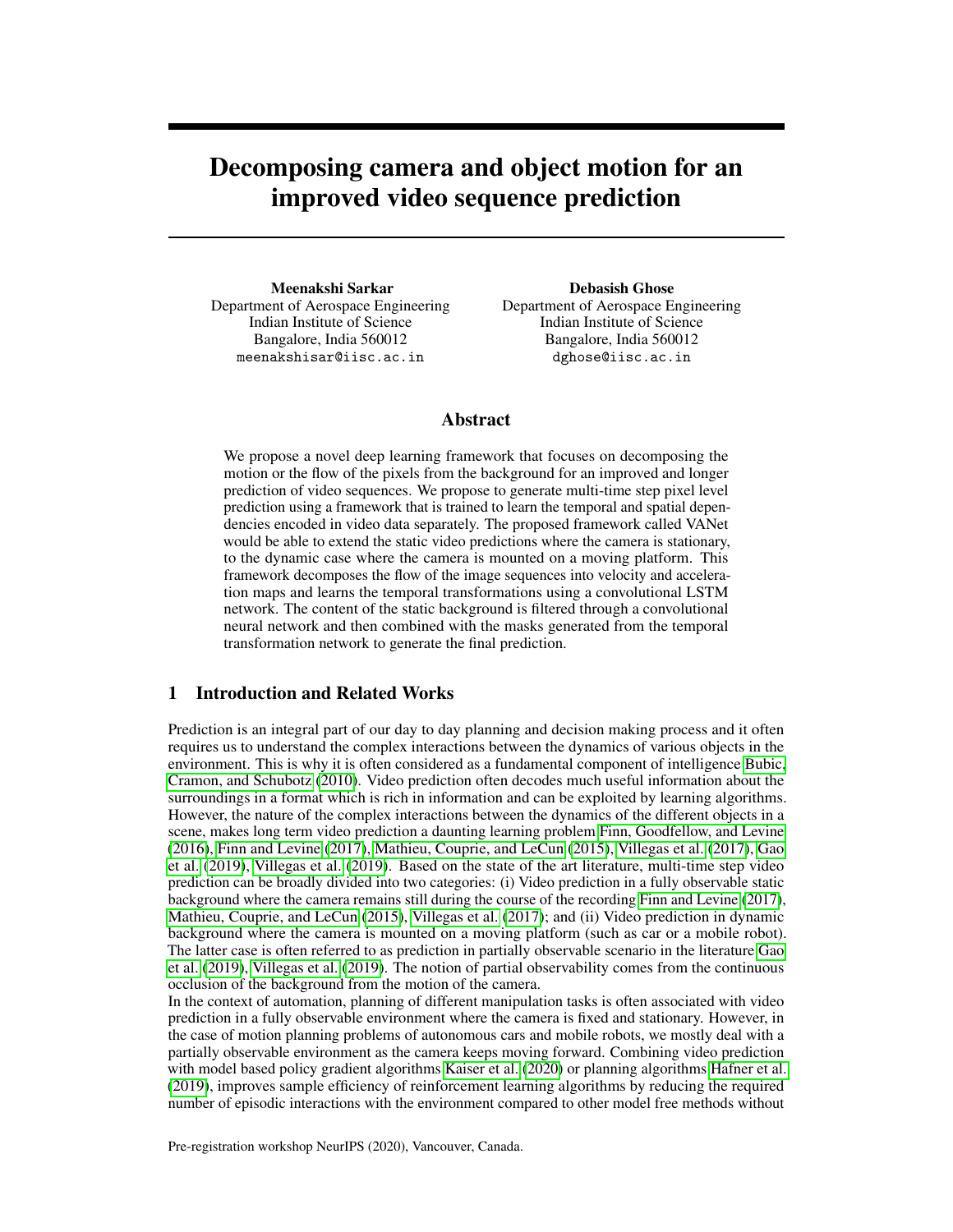# Decomposing camera and object motion for an improved video sequence prediction

**Meenakshi Sarkar**
Department of Aerospace Engineering
Indian Institute of Science
Bangalore, India 560012
meenakshisar@iisc.ac.in

**Debasish Ghose**
Department of Aerospace Engineering
Indian Institute of Science
Bangalore, India 560012
dghose@iisc.ac.in

## Abstract

We propose a novel deep learning framework that focuses on decomposing the motion or the flow of the pixels from the background for an improved and longer prediction of video sequences. We propose to generate multi-time step pixel level prediction using a framework that is trained to learn the temporal and spatial dependencies encoded in video data separately. The proposed framework called VANet would be able to extend the static video predictions where the camera is stationary, to the dynamic case where the camera is mounted on a moving platform. This framework decomposes the flow of the image sequences into velocity and acceleration maps and learns the temporal transformations using a convolutional LSTM network. The content of the static background is filtered through a convolutional neural network and then combined with the masks generated from the temporal transformation network to generate the final prediction.

## 1 Introduction and Related Works

Prediction is an integral part of our day to day planning and decision making process and it often requires us to understand the complex interactions between the dynamics of various objects in the environment. This is why it is often considered as a fundamental component of intelligence Bubic, Cramon, and Schubotz (2010). Video prediction often decodes much useful information about the surroundings in a format which is rich in information and can be exploited by learning algorithms. However, the nature of the complex interactions between the dynamics of the different objects in a scene, makes long term video prediction a daunting learning problem Finn, Goodfellow, and Levine (2016), Finn and Levine (2017), Mathieu, Couprie, and LeCun (2015), Villegas et al. (2017), Gao et al. (2019), Villegas et al. (2019). Based on the state of the art literature, multi-time step video prediction can be broadly divided into two categories: (i) Video prediction in a fully observable static background where the camera remains still during the course of the recording Finn and Levine (2017), Mathieu, Couprie, and LeCun (2015), Villegas et al. (2017); and (ii) Video prediction in dynamic background where the camera is mounted on a moving platform (such as car or a mobile robot). The latter case is often referred to as prediction in partially observable scenario in the literature Gao et al. (2019), Villegas et al. (2019). The notion of partial observability comes from the continuous occlusion of the background from the motion of the camera.

In the context of automation, planning of different manipulation tasks is often associated with video prediction in a fully observable environment where the camera is fixed and stationary. However, in the case of motion planning problems of autonomous cars and mobile robots, we mostly deal with a partially observable environment as the camera keeps moving forward. Combining video prediction with model based policy gradient algorithms Kaiser et al. (2020) or planning algorithms Hafner et al. (2019), improves sample efficiency of reinforcement learning algorithms by reducing the required number of episodic interactions with the environment compared to other model free methods without

Pre-registration workshop NeurIPS (2020), Vancouver, Canada.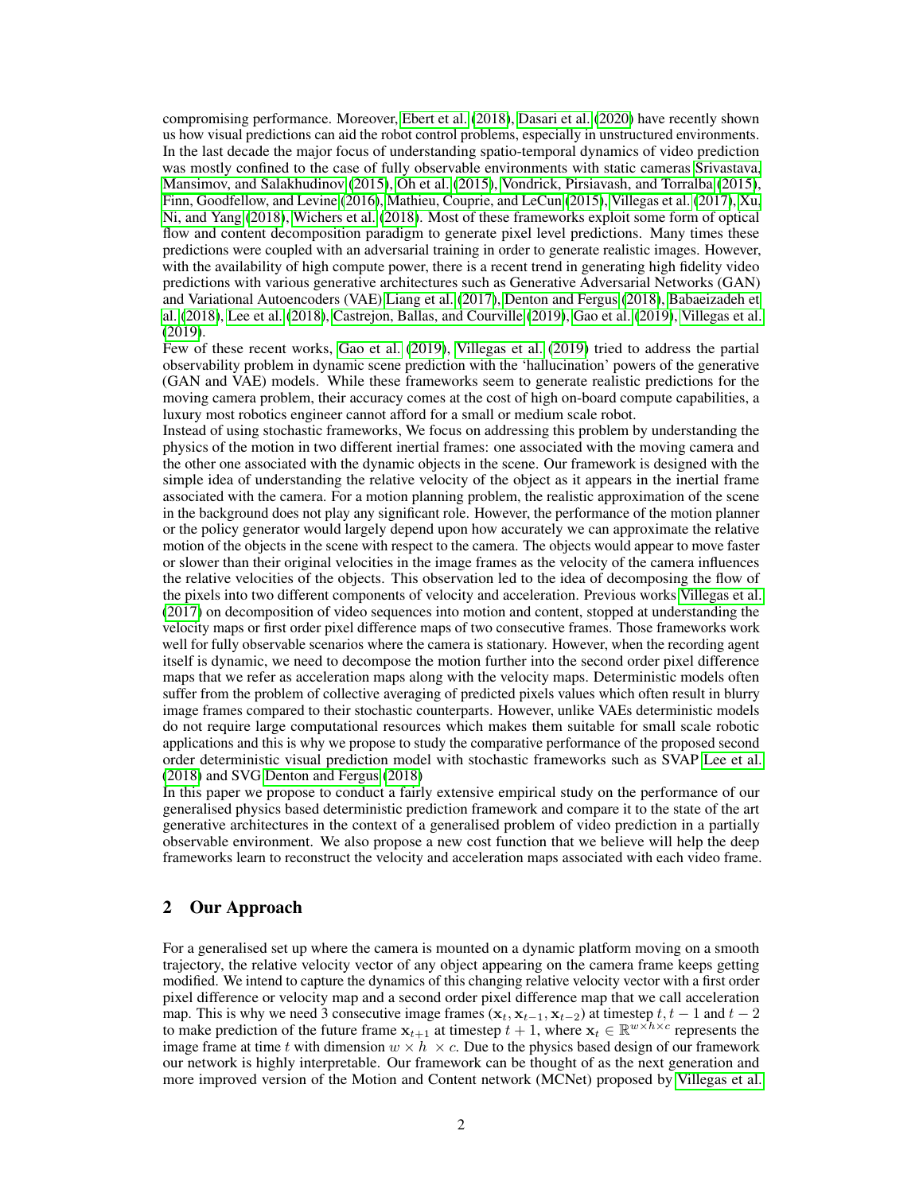compromising performance. Moreover, Ebert et al. (2018), Dasari et al. (2020) have recently shown us how visual predictions can aid the robot control problems, especially in unstructured environments. In the last decade the major focus of understanding spatio-temporal dynamics of video prediction was mostly confined to the case of fully observable environments with static cameras Srivastava, Mansimov, and Salakhudinov (2015), Oh et al. (2015), Vondrick, Pirsiavash, and Torralba (2015), Finn, Goodfellow, and Levine (2016), Mathieu, Couprie, and LeCun (2015), Villegas et al. (2017), Xu, Ni, and Yang (2018), Wichers et al. (2018). Most of these frameworks exploit some form of optical flow and content decomposition paradigm to generate pixel level predictions. Many times these predictions were coupled with an adversarial training in order to generate realistic images. However, with the availability of high compute power, there is a recent trend in generating high fidelity video predictions with various generative architectures such as Generative Adversarial Networks (GAN) and Variational Autoencoders (VAE) Liang et al. (2017), Denton and Fergus (2018), Babaeizadeh et al. (2018), Lee et al. (2018), Castrejon, Ballas, and Courville (2019), Gao et al. (2019), Villegas et al. (2019).

Few of these recent works, Gao et al. (2019), Villegas et al. (2019) tried to address the partial observability problem in dynamic scene prediction with the 'hallucination' powers of the generative (GAN and VAE) models. While these frameworks seem to generate realistic predictions for the moving camera problem, their accuracy comes at the cost of high on-board compute capabilities, a luxury most robotics engineer cannot afford for a small or medium scale robot.

Instead of using stochastic frameworks, We focus on addressing this problem by understanding the physics of the motion in two different inertial frames: one associated with the moving camera and the other one associated with the dynamic objects in the scene. Our framework is designed with the simple idea of understanding the relative velocity of the object as it appears in the inertial frame associated with the camera. For a motion planning problem, the realistic approximation of the scene in the background does not play any significant role. However, the performance of the motion planner or the policy generator would largely depend upon how accurately we can approximate the relative motion of the objects in the scene with respect to the camera. The objects would appear to move faster or slower than their original velocities in the image frames as the velocity of the camera influences the relative velocities of the objects. This observation led to the idea of decomposing the flow of the pixels into two different components of velocity and acceleration. Previous works Villegas et al. (2017) on decomposition of video sequences into motion and content, stopped at understanding the velocity maps or first order pixel difference maps of two consecutive frames. Those frameworks work well for fully observable scenarios where the camera is stationary. However, when the recording agent itself is dynamic, we need to decompose the motion further into the second order pixel difference maps that we refer as acceleration maps along with the velocity maps. Deterministic models often suffer from the problem of collective averaging of predicted pixels values which often result in blurry image frames compared to their stochastic counterparts. However, unlike VAEs deterministic models do not require large computational resources which makes them suitable for small scale robotic applications and this is why we propose to study the comparative performance of the proposed second order deterministic visual prediction model with stochastic frameworks such as SVAP Lee et al. (2018) and SVG Denton and Fergus (2018)

In this paper we propose to conduct a fairly extensive empirical study on the performance of our generalised physics based deterministic prediction framework and compare it to the state of the art generative architectures in the context of a generalised problem of video prediction in a partially observable environment. We also propose a new cost function that we believe will help the deep frameworks learn to reconstruct the velocity and acceleration maps associated with each video frame.

## 2 Our Approach

For a generalised set up where the camera is mounted on a dynamic platform moving on a smooth trajectory, the relative velocity vector of any object appearing on the camera frame keeps getting modified. We intend to capture the dynamics of this changing relative velocity vector with a first order pixel difference or velocity map and a second order pixel difference map that we call acceleration map. This is why we need 3 consecutive image frames $(\mathbf{x}_t, \mathbf{x}_{t-1}, \mathbf{x}_{t-2})$ at timestep $t, t-1$ and $t-2$ to make prediction of the future frame $\mathbf{x}_{t+1}$ at timestep $t+1$, where $\mathbf{x}_t \in \mathbb{R}^{w \times h \times c}$ represents the image frame at time $t$ with dimension $w \times h \times c$. Due to the physics based design of our framework our network is highly interpretable. Our framework can be thought of as the next generation and more improved version of the Motion and Content network (MCNet) proposed by Villegas et al.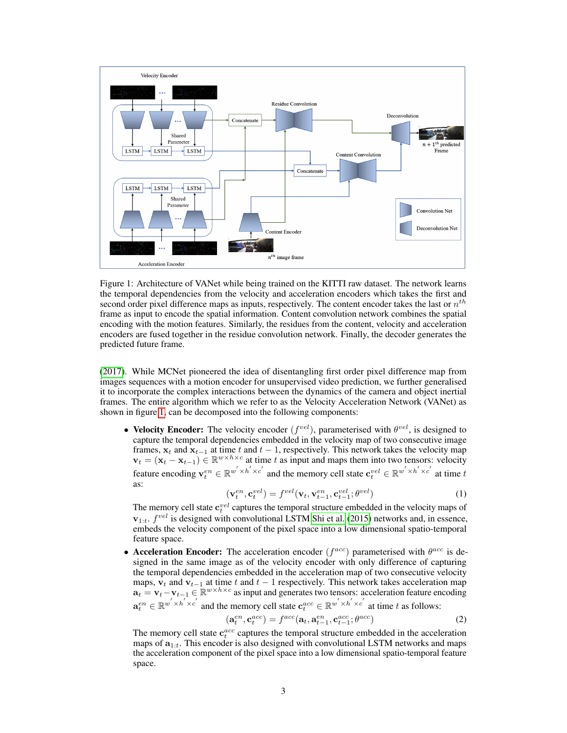Figure 1: Architecture of VANet while being trained on the KITTI raw dataset. The network learns the temporal dependencies from the velocity and acceleration encoders which takes the first and second order pixel difference maps as inputs, respectively. The content encoder takes the last or $n^{th}$ frame as input to encode the spatial information. Content convolution network combines the spatial encoding with the motion features. Similarly, the residues from the content, velocity and acceleration encoders are fused together in the residue convolution network. Finally, the decoder generates the predicted future frame.

(2017). While MCNet pioneered the idea of disentangling first order pixel difference map from images sequences with a motion encoder for unsupervised video prediction, we further generalised it to incorporate the complex interactions between the dynamics of the camera and object inertial frames. The entire algorithm which we refer to as the Velocity Acceleration Network (VANet) as shown in figure 1, can be decomposed into the following components:

- **Velocity Encoder:** The velocity encoder ($f^{vel}$), parameterised with $\theta^{vel}$, is designed to capture the temporal dependencies embedded in the velocity map of two consecutive image frames, $\mathbf{x}_t$ and $\mathbf{x}_{t-1}$ at time $t$ and $t-1$, respectively. This network takes the velocity map $\mathbf{v}_t = (\mathbf{x}_t - \mathbf{x}_{t-1}) \in \mathbb{R}^{w \times h \times c}$ at time $t$ as input and maps them into two tensors: velocity feature encoding $\mathbf{v}_t^{en} \in \mathbb{R}^{w' \times h' \times c'}$ and the memory cell state $\mathbf{c}_t^{vel} \in \mathbb{R}^{w' \times h' \times c'}$ at time $t$ as:
$$(\mathbf{v}_t^{en}, \mathbf{c}_t^{vel}) = f^{vel}(\mathbf{v}_t, \mathbf{v}_{t-1}^{en}, \mathbf{c}_{t-1}^{vel}; \theta^{vel}) \tag{1}$$
The memory cell state $\mathbf{c}_t^{vel}$ captures the temporal structure embedded in the velocity maps of $\mathbf{v}_{1:t}$. $f^{vel}$ is designed with convolutional LSTM Shi et al. (2015) networks and, in essence, embeds the velocity component of the pixel space into a low dimensional spatio-temporal feature space.

- **Acceleration Encoder:** The acceleration encoder ($f^{acc}$) parameterised with $\theta^{acc}$ is designed in the same image as of the velocity encoder with only difference of capturing the temporal dependencies embedded in the acceleration map of two consecutive velocity maps, $\mathbf{v}_t$ and $\mathbf{v}_{t-1}$ at time $t$ and $t-1$ respectively. This network takes acceleration map $\mathbf{a}_t = \mathbf{v}_t - \mathbf{v}_{t-1} \in \mathbb{R}^{w \times h \times c}$ as input and generates two tensors: acceleration feature encoding $\mathbf{a}_t^{en} \in \mathbb{R}^{w' \times h' \times c'}$ and the memory cell state $\mathbf{c}_t^{acc} \in \mathbb{R}^{w' \times h' \times c'}$ at time $t$ as follows:
$$(\mathbf{a}_t^{en}, \mathbf{c}_t^{acc}) = f^{acc}(\mathbf{a}_t, \mathbf{a}_{t-1}^{en}, \mathbf{c}_{t-1}^{acc}; \theta^{acc}) \tag{2}$$
The memory cell state $\mathbf{c}_t^{acc}$ captures the temporal structure embedded in the acceleration maps of $\mathbf{a}_{1:t}$. This encoder is also designed with convolutional LSTM networks and maps the acceleration component of the pixel space into a low dimensional spatio-temporal feature space.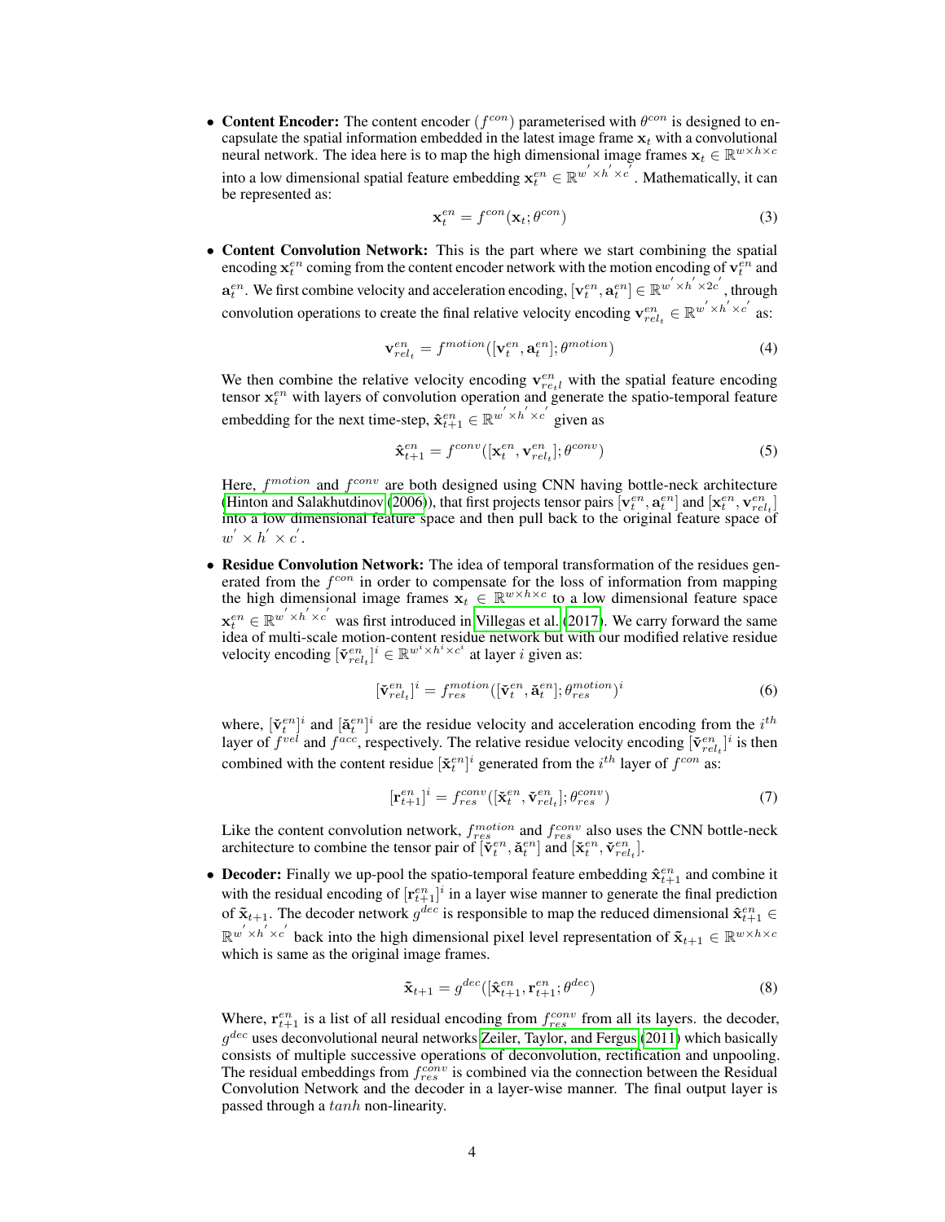- **Content Encoder:** The content encoder ($f^{con}$) parameterised with $\theta^{con}$ is designed to encapsulate the spatial information embedded in the latest image frame $\mathbf{x}_t$ with a convolutional neural network. The idea here is to map the high dimensional image frames $\mathbf{x}_t \in \mathbb{R}^{w \times h \times c}$ into a low dimensional spatial feature embedding $\mathbf{x}_t^{en} \in \mathbb{R}^{w^{'} \times h^{'} \times c^{'}}$. Mathematically, it can be represented as:

$$\mathbf{x}_t^{en} = f^{con}(\mathbf{x}_t; \theta^{con}) \tag{3}$$

- **Content Convolution Network:** This is the part where we start combining the spatial encoding $\mathbf{x}_t^{en}$ coming from the content encoder network with the motion encoding of $\mathbf{v}_t^{en}$ and $\mathbf{a}_t^{en}$. We first combine velocity and acceleration encoding, $[\mathbf{v}_t^{en}, \mathbf{a}_t^{en}] \in \mathbb{R}^{w^{'} \times h^{'} \times 2c^{'}}$, through convolution operations to create the final relative velocity encoding $\mathbf{v}_{rel_t}^{en} \in \mathbb{R}^{w^{'} \times h^{'} \times c^{'}}$ as:

$$\mathbf{v}_{rel_t}^{en} = f^{motion}([\mathbf{v}_t^{en}, \mathbf{a}_t^{en}]; \theta^{motion}) \tag{4}$$

  We then combine the relative velocity encoding $\mathbf{v}_{re_tl}^{en}$ with the spatial feature encoding tensor $\mathbf{x}_t^{en}$ with layers of convolution operation and generate the spatio-temporal feature embedding for the next time-step, $\hat{\mathbf{x}}_{t+1}^{en} \in \mathbb{R}^{w^{'} \times h^{'} \times c^{'}}$ given as

$$\hat{\mathbf{x}}_{t+1}^{en} = f^{conv}([\mathbf{x}_t^{en}, \mathbf{v}_{rel_t}^{en}]; \theta^{conv}) \tag{5}$$

  Here, $f^{motion}$ and $f^{conv}$ are both designed using CNN having bottle-neck architecture (Hinton and Salakhutdinov (2006)), that first projects tensor pairs $[\mathbf{v}_t^{en}, \mathbf{a}_t^{en}]$ and $[\mathbf{x}_t^{en}, \mathbf{v}_{rel_t}^{en}]$ into a low dimensional feature space and then pull back to the original feature space of $w^{'} \times h^{'} \times c^{'}$.

- **Residue Convolution Network:** The idea of temporal transformation of the residues generated from the $f^{con}$ in order to compensate for the loss of information from mapping the high dimensional image frames $\mathbf{x}_t \in \mathbb{R}^{w \times h \times c}$ to a low dimensional feature space $\mathbf{x}_t^{en} \in \mathbb{R}^{w^{'} \times h^{'} \times c^{'}}$ was first introduced in Villegas et al. (2017). We carry forward the same idea of multi-scale motion-content residue network but with our modified relative residue velocity encoding $[\check{\mathbf{v}}_{rel_t}^{en}]^i \in \mathbb{R}^{w^i \times h^i \times c^i}$ at layer $i$ given as:

$$[\check{\mathbf{v}}_{rel_t}^{en}]^i = f_{res}^{motion}([\check{\mathbf{v}}_t^{en}, \check{\mathbf{a}}_t^{en}]; \theta_{res}^{motion})^i \tag{6}$$

  where, $[\check{\mathbf{v}}_t^{en}]^i$ and $[\check{\mathbf{a}}_t^{en}]^i$ are the residue velocity and acceleration encoding from the $i^{th}$ layer of $f^{vel}$ and $f^{acc}$, respectively. The relative residue velocity encoding $[\check{\mathbf{v}}_{rel_t}^{en}]^i$ is then combined with the content residue $[\check{\mathbf{x}}_t^{en}]^i$ generated from the $i^{th}$ layer of $f^{con}$ as:

$$[\mathbf{r}_{t+1}^{en}]^i = f_{res}^{conv}([\check{\mathbf{x}}_t^{en}, \check{\mathbf{v}}_{rel_t}^{en}]; \theta_{res}^{conv}) \tag{7}$$

  Like the content convolution network, $f_{res}^{motion}$ and $f_{res}^{conv}$ also uses the CNN bottle-neck architecture to combine the tensor pair of $[\check{\mathbf{v}}_t^{en}, \check{\mathbf{a}}_t^{en}]$ and $[\check{\mathbf{x}}_t^{en}, \check{\mathbf{v}}_{rel_t}^{en}]$.

- **Decoder:** Finally we up-pool the spatio-temporal feature embedding $\hat{\mathbf{x}}_{t+1}^{en}$ and combine it with the residual encoding of $[\mathbf{r}_{t+1}^{en}]^i$ in a layer wise manner to generate the final prediction of $\tilde{\mathbf{x}}_{t+1}$. The decoder network $g^{dec}$ is responsible to map the reduced dimensional $\hat{\mathbf{x}}_{t+1}^{en} \in \mathbb{R}^{w^{'} \times h^{'} \times c^{'}}$ back into the high dimensional pixel level representation of $\tilde{\mathbf{x}}_{t+1} \in \mathbb{R}^{w \times h \times c}$ which is same as the original image frames.

$$\tilde{\mathbf{x}}_{t+1} = g^{dec}([\hat{\mathbf{x}}_{t+1}^{en}, \mathbf{r}_{t+1}^{en}; \theta^{dec}) \tag{8}$$

  Where, $\mathbf{r}_{t+1}^{en}$ is a list of all residual encoding from $f_{res}^{conv}$ from all its layers. the decoder, $g^{dec}$ uses deconvolutional neural networks Zeiler, Taylor, and Fergus (2011) which basically consists of multiple successive operations of deconvolution, rectification and unpooling. The residual embeddings from $f_{res}^{conv}$ is combined via the connection between the Residual Convolution Network and the decoder in a layer-wise manner. The final output layer is passed through a $tanh$ non-linearity.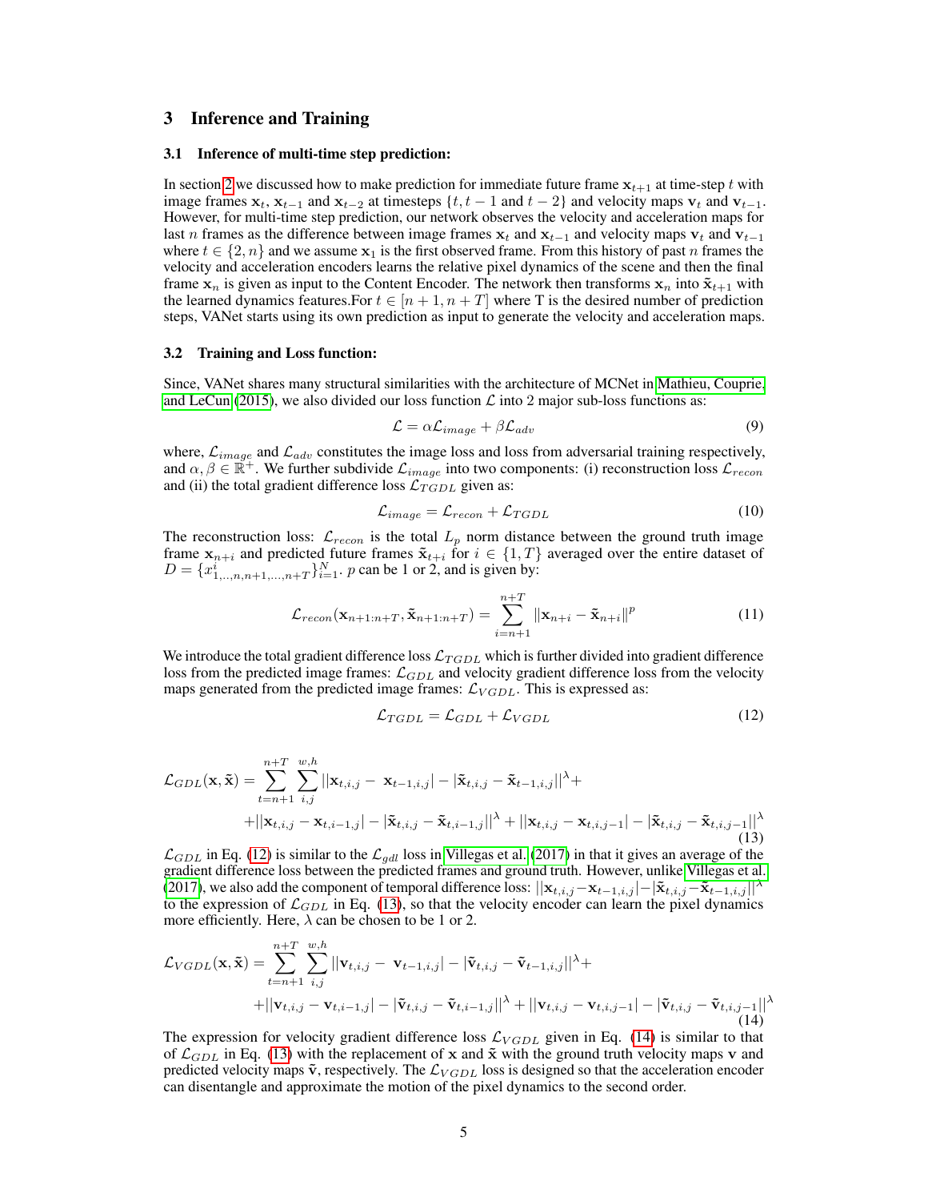# 3 Inference and Training

## 3.1 Inference of multi-time step prediction:

In section 2 we discussed how to make prediction for immediate future frame $\mathbf{x}_{t+1}$ at time-step $t$ with image frames $\mathbf{x}_t$, $\mathbf{x}_{t-1}$ and $\mathbf{x}_{t-2}$ at timesteps $\{t, t-1$ and $t-2\}$ and velocity maps $\mathbf{v}_t$ and $\mathbf{v}_{t-1}$. However, for multi-time step prediction, our network observes the velocity and acceleration maps for last $n$ frames as the difference between image frames $\mathbf{x}_t$ and $\mathbf{x}_{t-1}$ and velocity maps $\mathbf{v}_t$ and $\mathbf{v}_{t-1}$ where $t \in \{2, n\}$ and we assume $\mathbf{x}_1$ is the first observed frame. From this history of past $n$ frames the velocity and acceleration encoders learns the relative pixel dynamics of the scene and then the final frame $\mathbf{x}_n$ is given as input to the Content Encoder. The network then transforms $\mathbf{x}_n$ into $\tilde{\mathbf{x}}_{t+1}$ with the learned dynamics features.For $t \in [n+1, n+T]$ where T is the desired number of prediction steps, VANet starts using its own prediction as input to generate the velocity and acceleration maps.

## 3.2 Training and Loss function:

Since, VANet shares many structural similarities with the architecture of MCNet in Mathieu, Couprie, and LeCun (2015), we also divided our loss function $\mathcal{L}$ into 2 major sub-loss functions as:

$$\mathcal{L} = \alpha \mathcal{L}_{image} + \beta \mathcal{L}_{adv} \tag{9}$$

where, $\mathcal{L}_{image}$ and $\mathcal{L}_{adv}$ constitutes the image loss and loss from adversarial training respectively, and $\alpha, \beta \in \mathbb{R}^{+}$. We further subdivide $\mathcal{L}_{image}$ into two components: (i) reconstruction loss $\mathcal{L}_{recon}$ and (ii) the total gradient difference loss $\mathcal{L}_{TGDL}$ given as:

$$\mathcal{L}_{image} = \mathcal{L}_{recon} + \mathcal{L}_{TGDL} \tag{10}$$

The reconstruction loss: $\mathcal{L}_{recon}$ is the total $L_p$ norm distance between the ground truth image frame $\mathbf{x}_{n+i}$ and predicted future frames $\tilde{\mathbf{x}}_{t+i}$ for $i \in \{1, T\}$ averaged over the entire dataset of $D = \{x^i_{1,..,n,n+1,...,n+T}\}_{i=1}^{N}$. $p$ can be 1 or 2, and is given by:

$$\mathcal{L}_{recon}(\mathbf{x}_{n+1:n+T}, \tilde{\mathbf{x}}_{n+1:n+T}) = \sum_{i=n+1}^{n+T} \|\mathbf{x}_{n+i} - \tilde{\mathbf{x}}_{n+i}\|^{p} \tag{11}$$

We introduce the total gradient difference loss $\mathcal{L}_{TGDL}$ which is further divided into gradient difference loss from the predicted image frames: $\mathcal{L}_{GDL}$ and velocity gradient difference loss from the velocity maps generated from the predicted image frames: $\mathcal{L}_{VGDL}$. This is expressed as:

$$\mathcal{L}_{TGDL} = \mathcal{L}_{GDL} + \mathcal{L}_{VGDL} \tag{12}$$

$$\begin{aligned}
\mathcal{L}_{GDL}(\mathbf{x}, \tilde{\mathbf{x}}) = \sum_{t=n+1}^{n+T} \sum_{i,j}^{w,h} &||\mathbf{x}_{t,i,j} - \mathbf{x}_{t-1,i,j}| - |\tilde{\mathbf{x}}_{t,i,j} - \tilde{\mathbf{x}}_{t-1,i,j}||^{\lambda} + \\
&+ ||\mathbf{x}_{t,i,j} - \mathbf{x}_{t,i-1,j}| - |\tilde{\mathbf{x}}_{t,i,j} - \tilde{\mathbf{x}}_{t,i-1,j}||^{\lambda} + ||\mathbf{x}_{t,i,j} - \mathbf{x}_{t,i,j-1}| - |\tilde{\mathbf{x}}_{t,i,j} - \tilde{\mathbf{x}}_{t,i,j-1}||^{\lambda}
\end{aligned} \tag{13}$$

$\mathcal{L}_{GDL}$ in Eq. (12) is similar to the $\mathcal{L}_{gdl}$ loss in Villegas et al. (2017) in that it gives an average of the gradient difference loss between the predicted frames and ground truth. However, unlike Villegas et al. (2017), we also add the component of temporal difference loss: $||\mathbf{x}_{t,i,j} - \mathbf{x}_{t-1,i,j}| - |\tilde{\mathbf{x}}_{t,i,j} - \tilde{\mathbf{x}}_{t-1,i,j}||^{\lambda}$ to the expression of $\mathcal{L}_{GDL}$ in Eq. (13), so that the velocity encoder can learn the pixel dynamics more efficiently. Here, $\lambda$ can be chosen to be 1 or 2.

$$\begin{aligned}
\mathcal{L}_{VGDL}(\mathbf{x}, \tilde{\mathbf{x}}) = \sum_{t=n+1}^{n+T} \sum_{i,j}^{w,h} &||\mathbf{v}_{t,i,j} - \mathbf{v}_{t-1,i,j}| - |\tilde{\mathbf{v}}_{t,i,j} - \tilde{\mathbf{v}}_{t-1,i,j}||^{\lambda} + \\
&+ ||\mathbf{v}_{t,i,j} - \mathbf{v}_{t,i-1,j}| - |\tilde{\mathbf{v}}_{t,i,j} - \tilde{\mathbf{v}}_{t,i-1,j}||^{\lambda} + ||\mathbf{v}_{t,i,j} - \mathbf{v}_{t,i,j-1}| - |\tilde{\mathbf{v}}_{t,i,j} - \tilde{\mathbf{v}}_{t,i,j-1}||^{\lambda}
\end{aligned} \tag{14}$$

The expression for velocity gradient difference loss $\mathcal{L}_{VGDL}$ given in Eq. (14) is similar to that of $\mathcal{L}_{GDL}$ in Eq. (13) with the replacement of $\mathbf{x}$ and $\tilde{\mathbf{x}}$ with the ground truth velocity maps $\mathbf{v}$ and predicted velocity maps $\tilde{\mathbf{v}}$, respectively. The $\mathcal{L}_{VGDL}$ loss is designed so that the acceleration encoder can disentangle and approximate the motion of the pixel dynamics to the second order.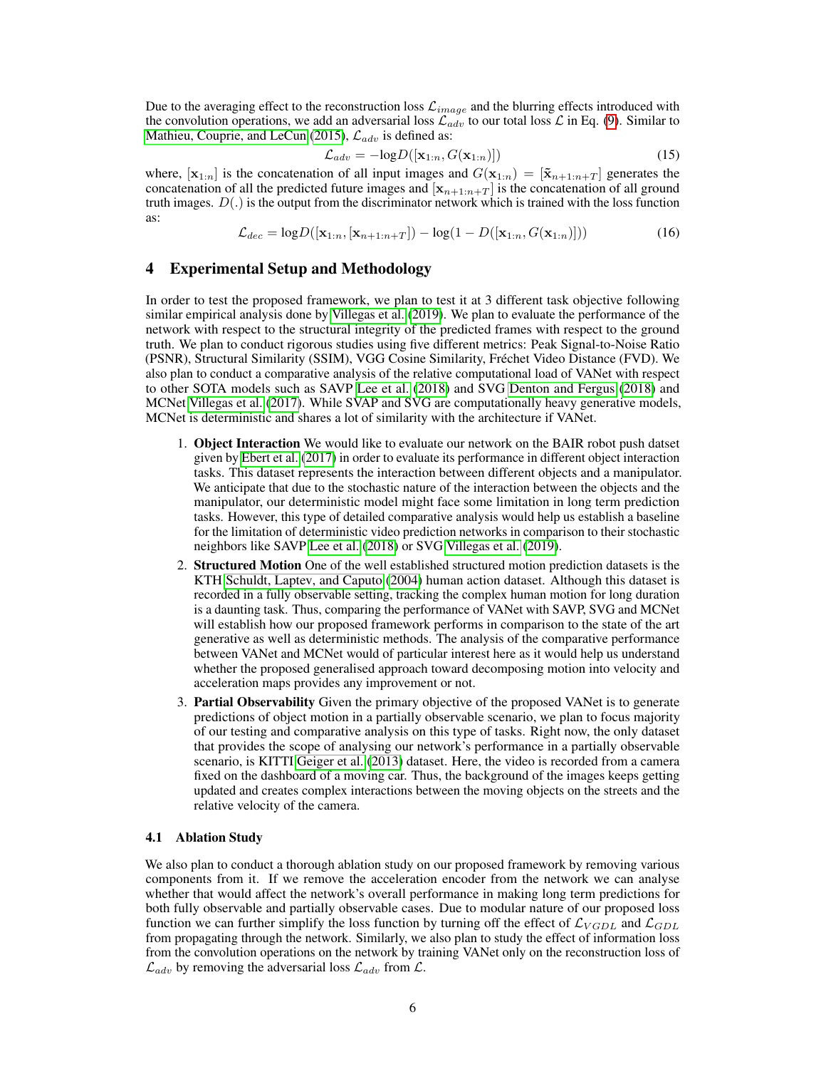Due to the averaging effect to the reconstruction loss $\mathcal{L}_{image}$ and the blurring effects introduced with the convolution operations, we add an adversarial loss $\mathcal{L}_{adv}$ to our total loss $\mathcal{L}$ in Eq. (9). Similar to Mathieu, Couprie, and LeCun (2015), $\mathcal{L}_{adv}$ is defined as:

$$\mathcal{L}_{adv} = -\log D([\mathbf{x}_{1:n}, G(\mathbf{x}_{1:n})]) \tag{15}$$

where, $[\mathbf{x}_{1:n}]$ is the concatenation of all input images and $G(\mathbf{x}_{1:n}) = [\tilde{\mathbf{x}}_{n+1:n+T}]$ generates the concatenation of all the predicted future images and $[\mathbf{x}_{n+1:n+T}]$ is the concatenation of all ground truth images. $D(.)$ is the output from the discriminator network which is trained with the loss function as:

$$\mathcal{L}_{dec} = \log D([\mathbf{x}_{1:n}, [\mathbf{x}_{n+1:n+T}]) - \log(1 - D([\mathbf{x}_{1:n}, G(\mathbf{x}_{1:n})])) \tag{16}$$

## 4 Experimental Setup and Methodology

In order to test the proposed framework, we plan to test it at 3 different task objective following similar empirical analysis done by Villegas et al. (2019). We plan to evaluate the performance of the network with respect to the structural integrity of the predicted frames with respect to the ground truth. We plan to conduct rigorous studies using five different metrics: Peak Signal-to-Noise Ratio (PSNR), Structural Similarity (SSIM), VGG Cosine Similarity, Fréchet Video Distance (FVD). We also plan to conduct a comparative analysis of the relative computational load of VANet with respect to other SOTA models such as SAVP Lee et al. (2018) and SVG Denton and Fergus (2018) and MCNet Villegas et al. (2017). While SVAP and SVG are computationally heavy generative models, MCNet is deterministic and shares a lot of similarity with the architecture if VANet.

1. **Object Interaction** We would like to evaluate our network on the BAIR robot push datset given by Ebert et al. (2017) in order to evaluate its performance in different object interaction tasks. This dataset represents the interaction between different objects and a manipulator. We anticipate that due to the stochastic nature of the interaction between the objects and the manipulator, our deterministic model might face some limitation in long term prediction tasks. However, this type of detailed comparative analysis would help us establish a baseline for the limitation of deterministic video prediction networks in comparison to their stochastic neighbors like SAVP Lee et al. (2018) or SVG Villegas et al. (2019).
2. **Structured Motion** One of the well established structured motion prediction datasets is the KTH Schuldt, Laptev, and Caputo (2004) human action dataset. Although this dataset is recorded in a fully observable setting, tracking the complex human motion for long duration is a daunting task. Thus, comparing the performance of VANet with SAVP, SVG and MCNet will establish how our proposed framework performs in comparison to the state of the art generative as well as deterministic methods. The analysis of the comparative performance between VANet and MCNet would of particular interest here as it would help us understand whether the proposed generalised approach toward decomposing motion into velocity and acceleration maps provides any improvement or not.
3. **Partial Observability** Given the primary objective of the proposed VANet is to generate predictions of object motion in a partially observable scenario, we plan to focus majority of our testing and comparative analysis on this type of tasks. Right now, the only dataset that provides the scope of analysing our network's performance in a partially observable scenario, is KITTI Geiger et al. (2013) dataset. Here, the video is recorded from a camera fixed on the dashboard of a moving car. Thus, the background of the images keeps getting updated and creates complex interactions between the moving objects on the streets and the relative velocity of the camera.

### 4.1 Ablation Study

We also plan to conduct a thorough ablation study on our proposed framework by removing various components from it. If we remove the acceleration encoder from the network we can analyse whether that would affect the network's overall performance in making long term predictions for both fully observable and partially observable cases. Due to modular nature of our proposed loss function we can further simplify the loss function by turning off the effect of $\mathcal{L}_{VGDL}$ and $\mathcal{L}_{GDL}$ from propagating through the network. Similarly, we also plan to study the effect of information loss from the convolution operations on the network by training VANet only on the reconstruction loss of $\mathcal{L}_{adv}$ by removing the adversarial loss $\mathcal{L}_{adv}$ from $\mathcal{L}$.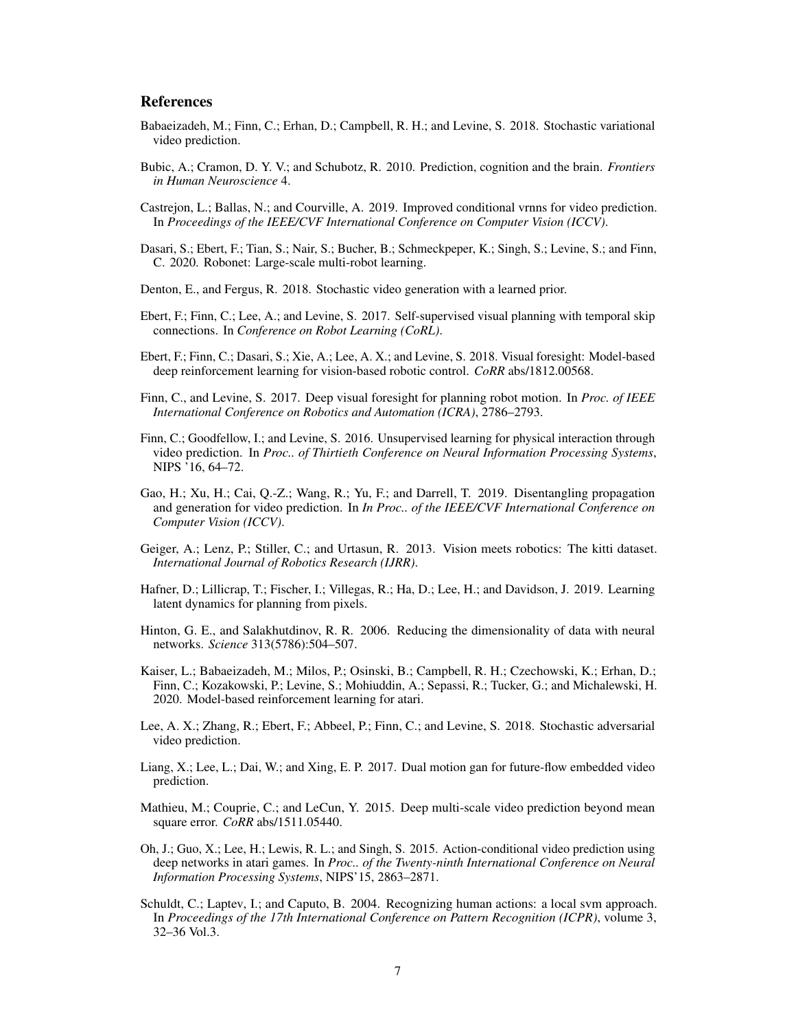## References

Babaeizadeh, M.; Finn, C.; Erhan, D.; Campbell, R. H.; and Levine, S. 2018. Stochastic variational video prediction.

Bubic, A.; Cramon, D. Y. V.; and Schubotz, R. 2010. Prediction, cognition and the brain. *Frontiers in Human Neuroscience* 4.

Castrejon, L.; Ballas, N.; and Courville, A. 2019. Improved conditional vrnns for video prediction. In *Proceedings of the IEEE/CVF International Conference on Computer Vision (ICCV)*.

Dasari, S.; Ebert, F.; Tian, S.; Nair, S.; Bucher, B.; Schmeckpeper, K.; Singh, S.; Levine, S.; and Finn, C. 2020. Robonet: Large-scale multi-robot learning.

Denton, E., and Fergus, R. 2018. Stochastic video generation with a learned prior.

Ebert, F.; Finn, C.; Lee, A.; and Levine, S. 2017. Self-supervised visual planning with temporal skip connections. In *Conference on Robot Learning (CoRL)*.

Ebert, F.; Finn, C.; Dasari, S.; Xie, A.; Lee, A. X.; and Levine, S. 2018. Visual foresight: Model-based deep reinforcement learning for vision-based robotic control. *CoRR* abs/1812.00568.

Finn, C., and Levine, S. 2017. Deep visual foresight for planning robot motion. In *Proc. of IEEE International Conference on Robotics and Automation (ICRA)*, 2786–2793.

Finn, C.; Goodfellow, I.; and Levine, S. 2016. Unsupervised learning for physical interaction through video prediction. In *Proc.. of Thirtieth Conference on Neural Information Processing Systems*, NIPS '16, 64–72.

Gao, H.; Xu, H.; Cai, Q.-Z.; Wang, R.; Yu, F.; and Darrell, T. 2019. Disentangling propagation and generation for video prediction. In *In Proc.. of the IEEE/CVF International Conference on Computer Vision (ICCV)*.

Geiger, A.; Lenz, P.; Stiller, C.; and Urtasun, R. 2013. Vision meets robotics: The kitti dataset. *International Journal of Robotics Research (IJRR)*.

Hafner, D.; Lillicrap, T.; Fischer, I.; Villegas, R.; Ha, D.; Lee, H.; and Davidson, J. 2019. Learning latent dynamics for planning from pixels.

Hinton, G. E., and Salakhutdinov, R. R. 2006. Reducing the dimensionality of data with neural networks. *Science* 313(5786):504–507.

Kaiser, L.; Babaeizadeh, M.; Milos, P.; Osinski, B.; Campbell, R. H.; Czechowski, K.; Erhan, D.; Finn, C.; Kozakowski, P.; Levine, S.; Mohiuddin, A.; Sepassi, R.; Tucker, G.; and Michalewski, H. 2020. Model-based reinforcement learning for atari.

Lee, A. X.; Zhang, R.; Ebert, F.; Abbeel, P.; Finn, C.; and Levine, S. 2018. Stochastic adversarial video prediction.

Liang, X.; Lee, L.; Dai, W.; and Xing, E. P. 2017. Dual motion gan for future-flow embedded video prediction.

Mathieu, M.; Couprie, C.; and LeCun, Y. 2015. Deep multi-scale video prediction beyond mean square error. *CoRR* abs/1511.05440.

Oh, J.; Guo, X.; Lee, H.; Lewis, R. L.; and Singh, S. 2015. Action-conditional video prediction using deep networks in atari games. In *Proc.. of the Twenty-ninth International Conference on Neural Information Processing Systems*, NIPS'15, 2863–2871.

Schuldt, C.; Laptev, I.; and Caputo, B. 2004. Recognizing human actions: a local svm approach. In *Proceedings of the 17th International Conference on Pattern Recognition (ICPR)*, volume 3, 32–36 Vol.3.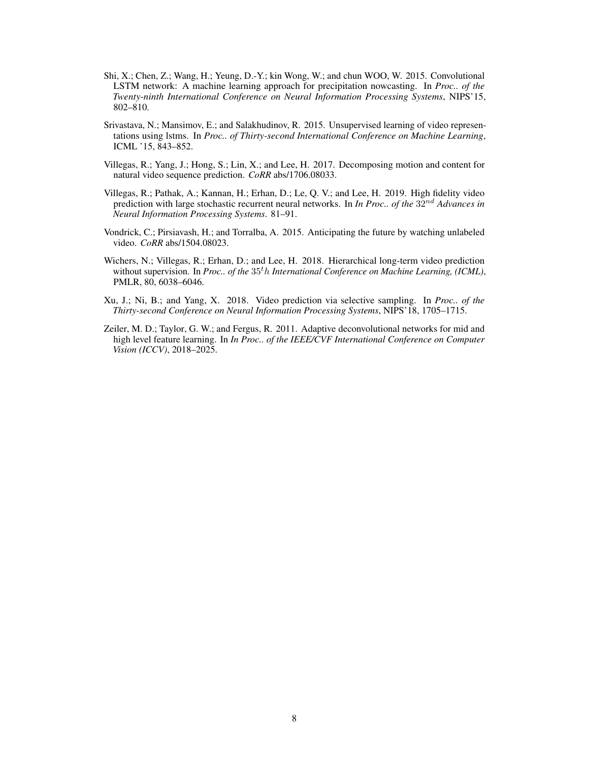Shi, X.; Chen, Z.; Wang, H.; Yeung, D.-Y.; kin Wong, W.; and chun WOO, W. 2015. Convolutional LSTM network: A machine learning approach for precipitation nowcasting. In *Proc.. of the Twenty-ninth International Conference on Neural Information Processing Systems*, NIPS'15, 802–810.

Srivastava, N.; Mansimov, E.; and Salakhudinov, R. 2015. Unsupervised learning of video representations using lstms. In *Proc.. of Thirty-second International Conference on Machine Learning*, ICML '15, 843–852.

Villegas, R.; Yang, J.; Hong, S.; Lin, X.; and Lee, H. 2017. Decomposing motion and content for natural video sequence prediction. *CoRR* abs/1706.08033.

Villegas, R.; Pathak, A.; Kannan, H.; Erhan, D.; Le, Q. V.; and Lee, H. 2019. High fidelity video prediction with large stochastic recurrent neural networks. In *In Proc.. of the* $32^{nd}$ *Advances in Neural Information Processing Systems*. 81–91.

Vondrick, C.; Pirsiavash, H.; and Torralba, A. 2015. Anticipating the future by watching unlabeled video. *CoRR* abs/1504.08023.

Wichers, N.; Villegas, R.; Erhan, D.; and Lee, H. 2018. Hierarchical long-term video prediction without supervision. In *Proc.. of the* $35^th$ *International Conference on Machine Learning, (ICML)*, PMLR, 80, 6038–6046.

Xu, J.; Ni, B.; and Yang, X. 2018. Video prediction via selective sampling. In *Proc.. of the Thirty-second Conference on Neural Information Processing Systems*, NIPS'18, 1705–1715.

Zeiler, M. D.; Taylor, G. W.; and Fergus, R. 2011. Adaptive deconvolutional networks for mid and high level feature learning. In *In Proc.. of the IEEE/CVF International Conference on Computer Vision (ICCV)*, 2018–2025.